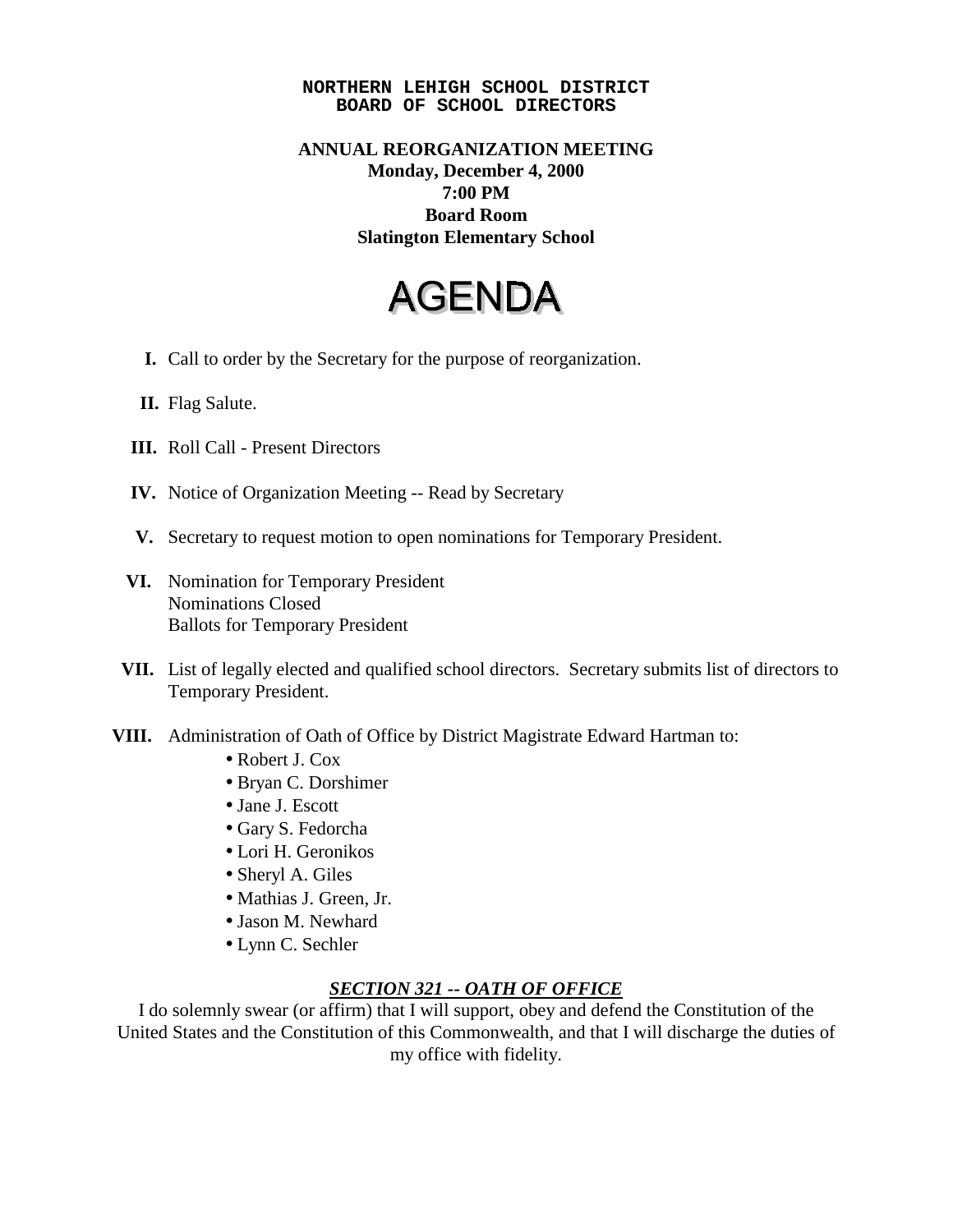**NORTHERN LEHIGH SCHOOL DISTRICT**
**BOARD OF SCHOOL DIRECTORS**

**ANNUAL REORGANIZATION MEETING**
**Monday, December 4, 2000**
**7:00 PM**
**Board Room**
**Slatington Elementary School**

# AGENDA

**I.** Call to order by the Secretary for the purpose of reorganization.

**II.** Flag Salute.

**III.** Roll Call - Present Directors

**IV.** Notice of Organization Meeting -- Read by Secretary

**V.** Secretary to request motion to open nominations for Temporary President.

**VI.** Nomination for Temporary President
Nominations Closed
Ballots for Temporary President

**VII.** List of legally elected and qualified school directors. Secretary submits list of directors to Temporary President.

**VIII.** Administration of Oath of Office by District Magistrate Edward Hartman to:

- Robert J. Cox
- Bryan C. Dorshimer
- Jane J. Escott
- Gary S. Fedorcha
- Lori H. Geronikos
- Sheryl A. Giles
- Mathias J. Green, Jr.
- Jason M. Newhard
- Lynn C. Sechler

***SECTION 321 -- OATH OF OFFICE***

I do solemnly swear (or affirm) that I will support, obey and defend the Constitution of the United States and the Constitution of this Commonwealth, and that I will discharge the duties of my office with fidelity.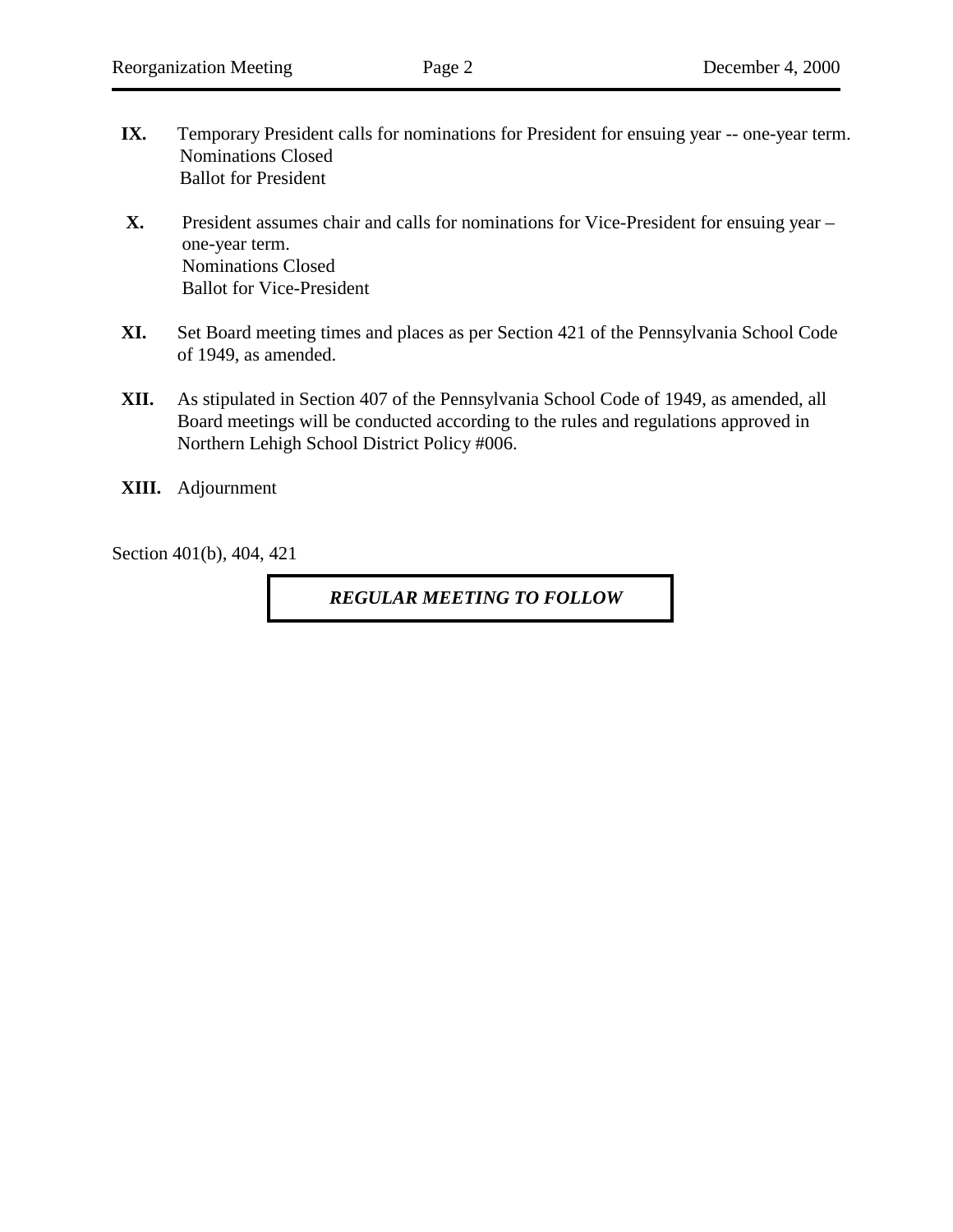**IX.** Temporary President calls for nominations for President for ensuing year -- one-year term.
Nominations Closed
Ballot for President

**X.** President assumes chair and calls for nominations for Vice-President for ensuing year – one-year term.
Nominations Closed
Ballot for Vice-President

**XI.** Set Board meeting times and places as per Section 421 of the Pennsylvania School Code of 1949, as amended.

**XII.** As stipulated in Section 407 of the Pennsylvania School Code of 1949, as amended, all Board meetings will be conducted according to the rules and regulations approved in Northern Lehigh School District Policy #006.

**XIII.** Adjournment

Section 401(b), 404, 421

***REGULAR MEETING TO FOLLOW***